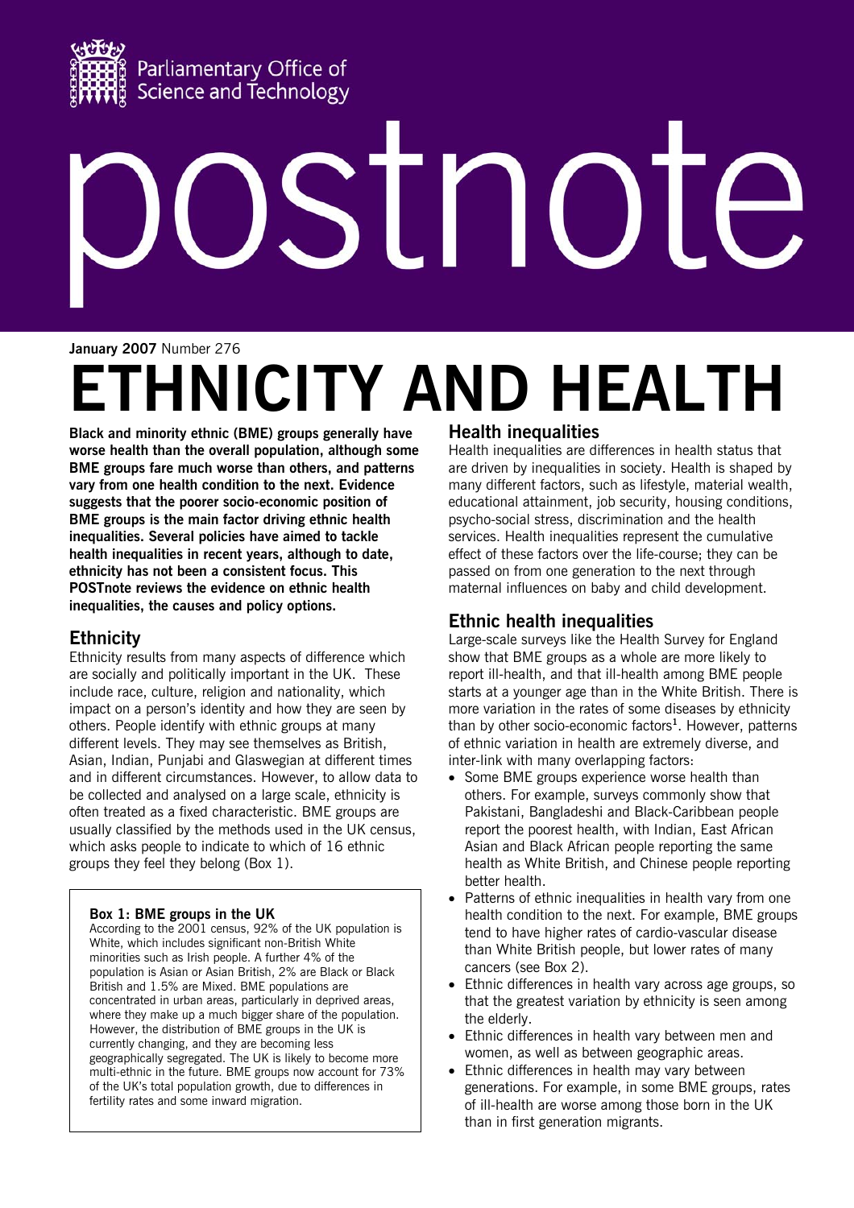Parliamentary Office of Science and Technology

postnote

**January 2007** Number 276

# ETHNICITY AND HEALTH

**Black and minority ethnic (BME) groups generally have worse health than the overall population, although some BME groups fare much worse than others, and patterns vary from one health condition to the next. Evidence suggests that the poorer socio-economic position of BME groups is the main factor driving ethnic health inequalities. Several policies have aimed to tackle health inequalities in recent years, although to date, ethnicity has not been a consistent focus. This POSTnote reviews the evidence on ethnic health inequalities, the causes and policy options.**

## Ethnicity

Ethnicity results from many aspects of difference which are socially and politically important in the UK. These include race, culture, religion and nationality, which impact on a person's identity and how they are seen by others. People identify with ethnic groups at many different levels. They may see themselves as British, Asian, Indian, Punjabi and Glaswegian at different times and in different circumstances. However, to allow data to be collected and analysed on a large scale, ethnicity is often treated as a fixed characteristic. BME groups are usually classified by the methods used in the UK census, which asks people to indicate to which of 16 ethnic groups they feel they belong (Box 1).

> **Box 1: BME groups in the UK**
>
> According to the 2001 census, 92% of the UK population is White, which includes significant non-British White minorities such as Irish people. A further 4% of the population is Asian or Asian British, 2% are Black or Black British and 1.5% are Mixed. BME populations are concentrated in urban areas, particularly in deprived areas, where they make up a much bigger share of the population. However, the distribution of BME groups in the UK is currently changing, and they are becoming less geographically segregated. The UK is likely to become more multi-ethnic in the future. BME groups now account for 73% of the UK's total population growth, due to differences in fertility rates and some inward migration.

## Health inequalities

Health inequalities are differences in health status that are driven by inequalities in society. Health is shaped by many different factors, such as lifestyle, material wealth, educational attainment, job security, housing conditions, psycho-social stress, discrimination and the health services. Health inequalities represent the cumulative effect of these factors over the life-course; they can be passed on from one generation to the next through maternal influences on baby and child development.

## Ethnic health inequalities

Large-scale surveys like the Health Survey for England show that BME groups as a whole are more likely to report ill-health, and that ill-health among BME people starts at a younger age than in the White British. There is more variation in the rates of some diseases by ethnicity than by other socio-economic factors[1]. However, patterns of ethnic variation in health are extremely diverse, and inter-link with many overlapping factors:

- Some BME groups experience worse health than others. For example, surveys commonly show that Pakistani, Bangladeshi and Black-Caribbean people report the poorest health, with Indian, East African Asian and Black African people reporting the same health as White British, and Chinese people reporting better health.
- Patterns of ethnic inequalities in health vary from one health condition to the next. For example, BME groups tend to have higher rates of cardio-vascular disease than White British people, but lower rates of many cancers (see Box 2).
- Ethnic differences in health vary across age groups, so that the greatest variation by ethnicity is seen among the elderly.
- Ethnic differences in health vary between men and women, as well as between geographic areas.
- Ethnic differences in health may vary between generations. For example, in some BME groups, rates of ill-health are worse among those born in the UK than in first generation migrants.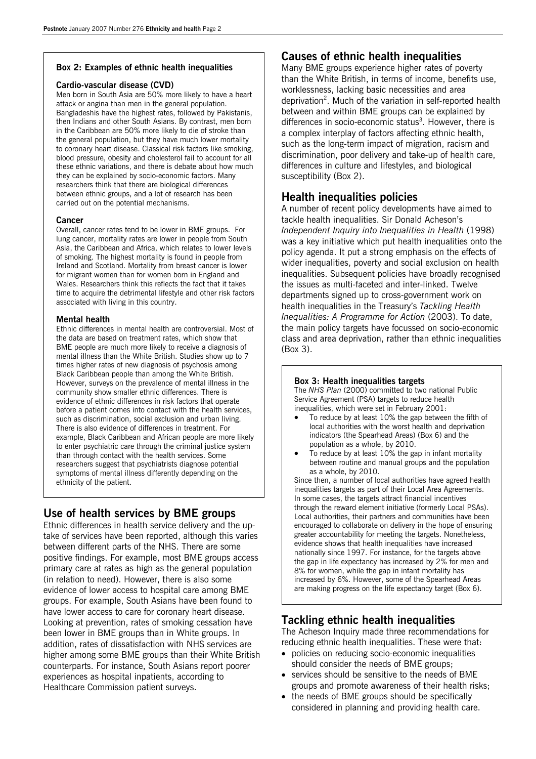### Box 2: Examples of ethnic health inequalities

**Cardio-vascular disease (CVD)**

Men born in South Asia are 50% more likely to have a heart attack or angina than men in the general population. Bangladeshis have the highest rates, followed by Pakistanis, then Indians and other South Asians. By contrast, men born in the Caribbean are 50% more likely to die of stroke than the general population, but they have much lower mortality to coronary heart disease. Classical risk factors like smoking, blood pressure, obesity and cholesterol fail to account for all these ethnic variations, and there is debate about how much they can be explained by socio-economic factors. Many researchers think that there are biological differences between ethnic groups, and a lot of research has been carried out on the potential mechanisms.

**Cancer**

Overall, cancer rates tend to be lower in BME groups. For lung cancer, mortality rates are lower in people from South Asia, the Caribbean and Africa, which relates to lower levels of smoking. The highest mortality is found in people from Ireland and Scotland. Mortality from breast cancer is lower for migrant women than for women born in England and Wales. Researchers think this reflects the fact that it takes time to acquire the detrimental lifestyle and other risk factors associated with living in this country.

**Mental health**

Ethnic differences in mental health are controversial. Most of the data are based on treatment rates, which show that BME people are much more likely to receive a diagnosis of mental illness than the White British. Studies show up to 7 times higher rates of new diagnosis of psychosis among Black Caribbean people than among the White British. However, surveys on the prevalence of mental illness in the community show smaller ethnic differences. There is evidence of ethnic differences in risk factors that operate before a patient comes into contact with the health services, such as discrimination, social exclusion and urban living. There is also evidence of differences in treatment. For example, Black Caribbean and African people are more likely to enter psychiatric care through the criminal justice system than through contact with the health services. Some researchers suggest that psychiatrists diagnose potential symptoms of mental illness differently depending on the ethnicity of the patient.

## Use of health services by BME groups

Ethnic differences in health service delivery and the up-take of services have been reported, although this varies between different parts of the NHS. There are some positive findings. For example, most BME groups access primary care at rates as high as the general population (in relation to need). However, there is also some evidence of lower access to hospital care among BME groups. For example, South Asians have been found to have lower access to care for coronary heart disease. Looking at prevention, rates of smoking cessation have been lower in BME groups than in White groups. In addition, rates of dissatisfaction with NHS services are higher among some BME groups than their White British counterparts. For instance, South Asians report poorer experiences as hospital inpatients, according to Healthcare Commission patient surveys.

## Causes of ethnic health inequalities

Many BME groups experience higher rates of poverty than the White British, in terms of income, benefits use, worklessness, lacking basic necessities and area deprivation[2]. Much of the variation in self-reported health between and within BME groups can be explained by differences in socio-economic status[3]. However, there is a complex interplay of factors affecting ethnic health, such as the long-term impact of migration, racism and discrimination, poor delivery and take-up of health care, differences in culture and lifestyles, and biological susceptibility (Box 2).

## Health inequalities policies

A number of recent policy developments have aimed to tackle health inequalities. Sir Donald Acheson's *Independent Inquiry into Inequalities in Health* (1998) was a key initiative which put health inequalities onto the policy agenda. It put a strong emphasis on the effects of wider inequalities, poverty and social exclusion on health inequalities. Subsequent policies have broadly recognised the issues as multi-faceted and inter-linked. Twelve departments signed up to cross-government work on health inequalities in the Treasury's *Tackling Health Inequalities: A Programme for Action* (2003). To date, the main policy targets have focussed on socio-economic class and area deprivation, rather than ethnic inequalities (Box 3).

### Box 3: Health inequalities targets

The *NHS Plan* (2000) committed to two national Public Service Agreement (PSA) targets to reduce health inequalities, which were set in February 2001:

- To reduce by at least 10% the gap between the fifth of local authorities with the worst health and deprivation indicators (the Spearhead Areas) (Box 6) and the population as a whole, by 2010.
- To reduce by at least 10% the gap in infant mortality between routine and manual groups and the population as a whole, by 2010.

Since then, a number of local authorities have agreed health inequalities targets as part of their Local Area Agreements. In some cases, the targets attract financial incentives through the reward element initiative (formerly Local PSAs). Local authorities, their partners and communities have been encouraged to collaborate on delivery in the hope of ensuring greater accountability for meeting the targets. Nonetheless, evidence shows that health inequalities have increased nationally since 1997. For instance, for the targets above the gap in life expectancy has increased by 2% for men and 8% for women, while the gap in infant mortality has increased by 6%. However, some of the Spearhead Areas are making progress on the life expectancy target (Box 6).

## Tackling ethnic health inequalities

The Acheson Inquiry made three recommendations for reducing ethnic health inequalities. These were that:

- policies on reducing socio-economic inequalities should consider the needs of BME groups;
- services should be sensitive to the needs of BME groups and promote awareness of their health risks;
- the needs of BME groups should be specifically considered in planning and providing health care.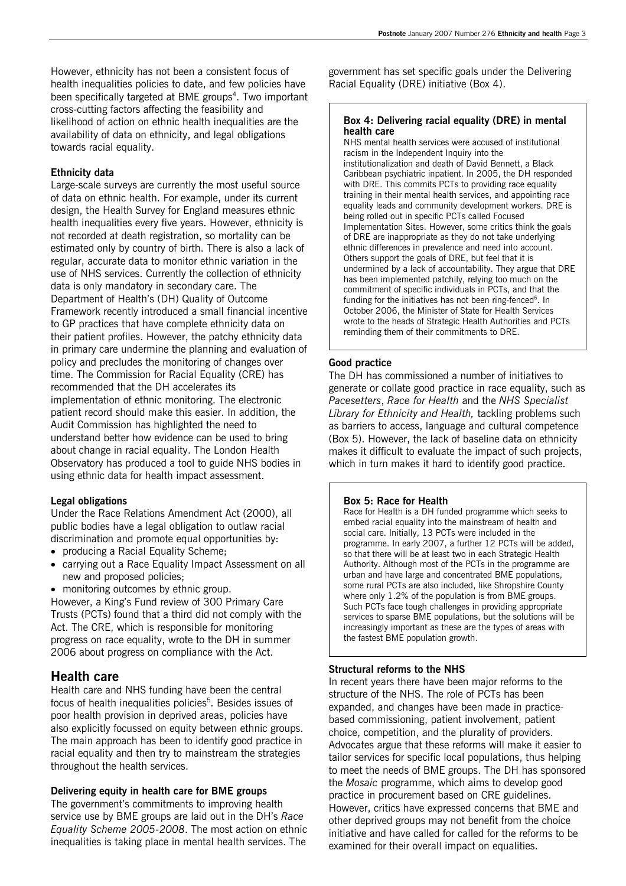However, ethnicity has not been a consistent focus of health inequalities policies to date, and few policies have been specifically targeted at BME groups[4]. Two important cross-cutting factors affecting the feasibility and likelihood of action on ethnic health inequalities are the availability of data on ethnicity, and legal obligations towards racial equality.

### Ethnicity data

Large-scale surveys are currently the most useful source of data on ethnic health. For example, under its current design, the Health Survey for England measures ethnic health inequalities every five years. However, ethnicity is not recorded at death registration, so mortality can be estimated only by country of birth. There is also a lack of regular, accurate data to monitor ethnic variation in the use of NHS services. Currently the collection of ethnicity data is only mandatory in secondary care. The Department of Health's (DH) Quality of Outcome Framework recently introduced a small financial incentive to GP practices that have complete ethnicity data on their patient profiles. However, the patchy ethnicity data in primary care undermine the planning and evaluation of policy and precludes the monitoring of changes over time. The Commission for Racial Equality (CRE) has recommended that the DH accelerates its implementation of ethnic monitoring. The electronic patient record should make this easier. In addition, the Audit Commission has highlighted the need to understand better how evidence can be used to bring about change in racial equality. The London Health Observatory has produced a tool to guide NHS bodies in using ethnic data for health impact assessment.

### Legal obligations

Under the Race Relations Amendment Act (2000), all public bodies have a legal obligation to outlaw racial discrimination and promote equal opportunities by:

- producing a Racial Equality Scheme;
- carrying out a Race Equality Impact Assessment on all new and proposed policies;
- monitoring outcomes by ethnic group.

However, a King's Fund review of 300 Primary Care Trusts (PCTs) found that a third did not comply with the Act. The CRE, which is responsible for monitoring progress on race equality, wrote to the DH in summer 2006 about progress on compliance with the Act.

## Health care

Health care and NHS funding have been the central focus of health inequalities policies[5]. Besides issues of poor health provision in deprived areas, policies have also explicitly focussed on equity between ethnic groups. The main approach has been to identify good practice in racial equality and then try to mainstream the strategies throughout the health services.

### Delivering equity in health care for BME groups

The government's commitments to improving health service use by BME groups are laid out in the DH's *Race Equality Scheme 2005-2008*. The most action on ethnic inequalities is taking place in mental health services. The government has set specific goals under the Delivering Racial Equality (DRE) initiative (Box 4).

> **Box 4: Delivering racial equality (DRE) in mental health care**
>
> NHS mental health services were accused of institutional racism in the Independent Inquiry into the institutionalization and death of David Bennett, a Black Caribbean psychiatric inpatient. In 2005, the DH responded with DRE. This commits PCTs to providing race equality training in their mental health services, and appointing race equality leads and community development workers. DRE is being rolled out in specific PCTs called Focused Implementation Sites. However, some critics think the goals of DRE are inappropriate as they do not take underlying ethnic differences in prevalence and need into account. Others support the goals of DRE, but feel that it is undermined by a lack of accountability. They argue that DRE has been implemented patchily, relying too much on the commitment of specific individuals in PCTs, and that the funding for the initiatives has not been ring-fenced[6]. In October 2006, the Minister of State for Health Services wrote to the heads of Strategic Health Authorities and PCTs reminding them of their commitments to DRE.

### Good practice

The DH has commissioned a number of initiatives to generate or collate good practice in race equality, such as *Pacesetters*, *Race for Health* and the *NHS Specialist Library for Ethnicity and Health,* tackling problems such as barriers to access, language and cultural competence (Box 5). However, the lack of baseline data on ethnicity makes it difficult to evaluate the impact of such projects, which in turn makes it hard to identify good practice.

> **Box 5: Race for Health**
>
> Race for Health is a DH funded programme which seeks to embed racial equality into the mainstream of health and social care. Initially, 13 PCTs were included in the programme. In early 2007, a further 12 PCTs will be added, so that there will be at least two in each Strategic Health Authority. Although most of the PCTs in the programme are urban and have large and concentrated BME populations, some rural PCTs are also included, like Shropshire County where only 1.2% of the population is from BME groups. Such PCTs face tough challenges in providing appropriate services to sparse BME populations, but the solutions will be increasingly important as these are the types of areas with the fastest BME population growth.

### Structural reforms to the NHS

In recent years there have been major reforms to the structure of the NHS. The role of PCTs has been expanded, and changes have been made in practice-based commissioning, patient involvement, patient choice, competition, and the plurality of providers. Advocates argue that these reforms will make it easier to tailor services for specific local populations, thus helping to meet the needs of BME groups. The DH has sponsored the *Mosaic* programme, which aims to develop good practice in procurement based on CRE guidelines. However, critics have expressed concerns that BME and other deprived groups may not benefit from the choice initiative and have called for called for the reforms to be examined for their overall impact on equalities.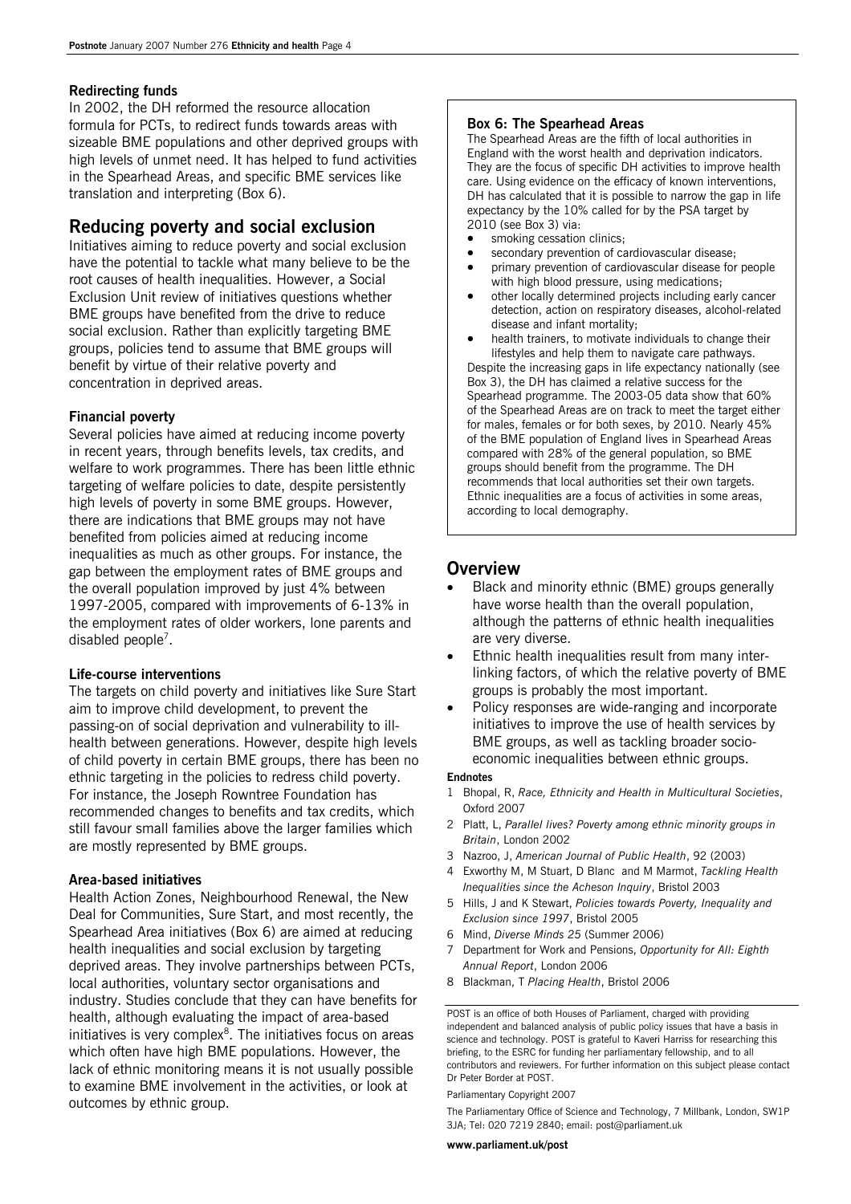### Redirecting funds

In 2002, the DH reformed the resource allocation formula for PCTs, to redirect funds towards areas with sizeable BME populations and other deprived groups with high levels of unmet need. It has helped to fund activities in the Spearhead Areas, and specific BME services like translation and interpreting (Box 6).

## Reducing poverty and social exclusion

Initiatives aiming to reduce poverty and social exclusion have the potential to tackle what many believe to be the root causes of health inequalities. However, a Social Exclusion Unit review of initiatives questions whether BME groups have benefited from the drive to reduce social exclusion. Rather than explicitly targeting BME groups, policies tend to assume that BME groups will benefit by virtue of their relative poverty and concentration in deprived areas.

### Financial poverty

Several policies have aimed at reducing income poverty in recent years, through benefits levels, tax credits, and welfare to work programmes. There has been little ethnic targeting of welfare policies to date, despite persistently high levels of poverty in some BME groups. However, there are indications that BME groups may not have benefited from policies aimed at reducing income inequalities as much as other groups. For instance, the gap between the employment rates of BME groups and the overall population improved by just 4% between 1997-2005, compared with improvements of 6-13% in the employment rates of older workers, lone parents and disabled people[7].

### Life-course interventions

The targets on child poverty and initiatives like Sure Start aim to improve child development, to prevent the passing-on of social deprivation and vulnerability to ill-health between generations. However, despite high levels of child poverty in certain BME groups, there has been no ethnic targeting in the policies to redress child poverty. For instance, the Joseph Rowntree Foundation has recommended changes to benefits and tax credits, which still favour small families above the larger families which are mostly represented by BME groups.

### Area-based initiatives

Health Action Zones, Neighbourhood Renewal, the New Deal for Communities, Sure Start, and most recently, the Spearhead Area initiatives (Box 6) are aimed at reducing health inequalities and social exclusion by targeting deprived areas. They involve partnerships between PCTs, local authorities, voluntary sector organisations and industry. Studies conclude that they can have benefits for health, although evaluating the impact of area-based initiatives is very complex[8]. The initiatives focus on areas which often have high BME populations. However, the lack of ethnic monitoring means it is not usually possible to examine BME involvement in the activities, or look at outcomes by ethnic group.

**Box 6: The Spearhead Areas**

The Spearhead Areas are the fifth of local authorities in England with the worst health and deprivation indicators. They are the focus of specific DH activities to improve health care. Using evidence on the efficacy of known interventions, DH has calculated that it is possible to narrow the gap in life expectancy by the 10% called for by the PSA target by 2010 (see Box 3) via:

- smoking cessation clinics;
- secondary prevention of cardiovascular disease;
- primary prevention of cardiovascular disease for people with high blood pressure, using medications;
- other locally determined projects including early cancer detection, action on respiratory diseases, alcohol-related disease and infant mortality;
- health trainers, to motivate individuals to change their lifestyles and help them to navigate care pathways.

Despite the increasing gaps in life expectancy nationally (see Box 3), the DH has claimed a relative success for the Spearhead programme. The 2003-05 data show that 60% of the Spearhead Areas are on track to meet the target either for males, females or for both sexes, by 2010. Nearly 45% of the BME population of England lives in Spearhead Areas compared with 28% of the general population, so BME groups should benefit from the programme. The DH recommends that local authorities set their own targets. Ethnic inequalities are a focus of activities in some areas, according to local demography.

## Overview

- Black and minority ethnic (BME) groups generally have worse health than the overall population, although the patterns of ethnic health inequalities are very diverse.
- Ethnic health inequalities result from many inter-linking factors, of which the relative poverty of BME groups is probably the most important.
- Policy responses are wide-ranging and incorporate initiatives to improve the use of health services by BME groups, as well as tackling broader socio-economic inequalities between ethnic groups.

#### Endnotes

1. Bhopal, R, *Race, Ethnicity and Health in Multicultural Societies*, Oxford 2007
2. Platt, L, *Parallel lives? Poverty among ethnic minority groups in Britain*, London 2002
3. Nazroo, J, *American Journal of Public Health*, 92 (2003)
4. Exworthy M, M Stuart, D Blanc and M Marmot, *Tackling Health Inequalities since the Acheson Inquiry*, Bristol 2003
5. Hills, J and K Stewart, *Policies towards Poverty, Inequality and Exclusion since 1997*, Bristol 2005
6. Mind, *Diverse Minds 25* (Summer 2006)
7. Department for Work and Pensions, *Opportunity for All: Eighth Annual Report*, London 2006
8. Blackman, T *Placing Health*, Bristol 2006

POST is an office of both Houses of Parliament, charged with providing independent and balanced analysis of public policy issues that have a basis in science and technology. POST is grateful to Kaveri Harriss for researching this briefing, to the ESRC for funding her parliamentary fellowship, and to all contributors and reviewers. For further information on this subject please contact Dr Peter Border at POST.

Parliamentary Copyright 2007

The Parliamentary Office of Science and Technology, 7 Millbank, London, SW1P 3JA; Tel: 020 7219 2840; email: post@parliament.uk

**www.parliament.uk/post**